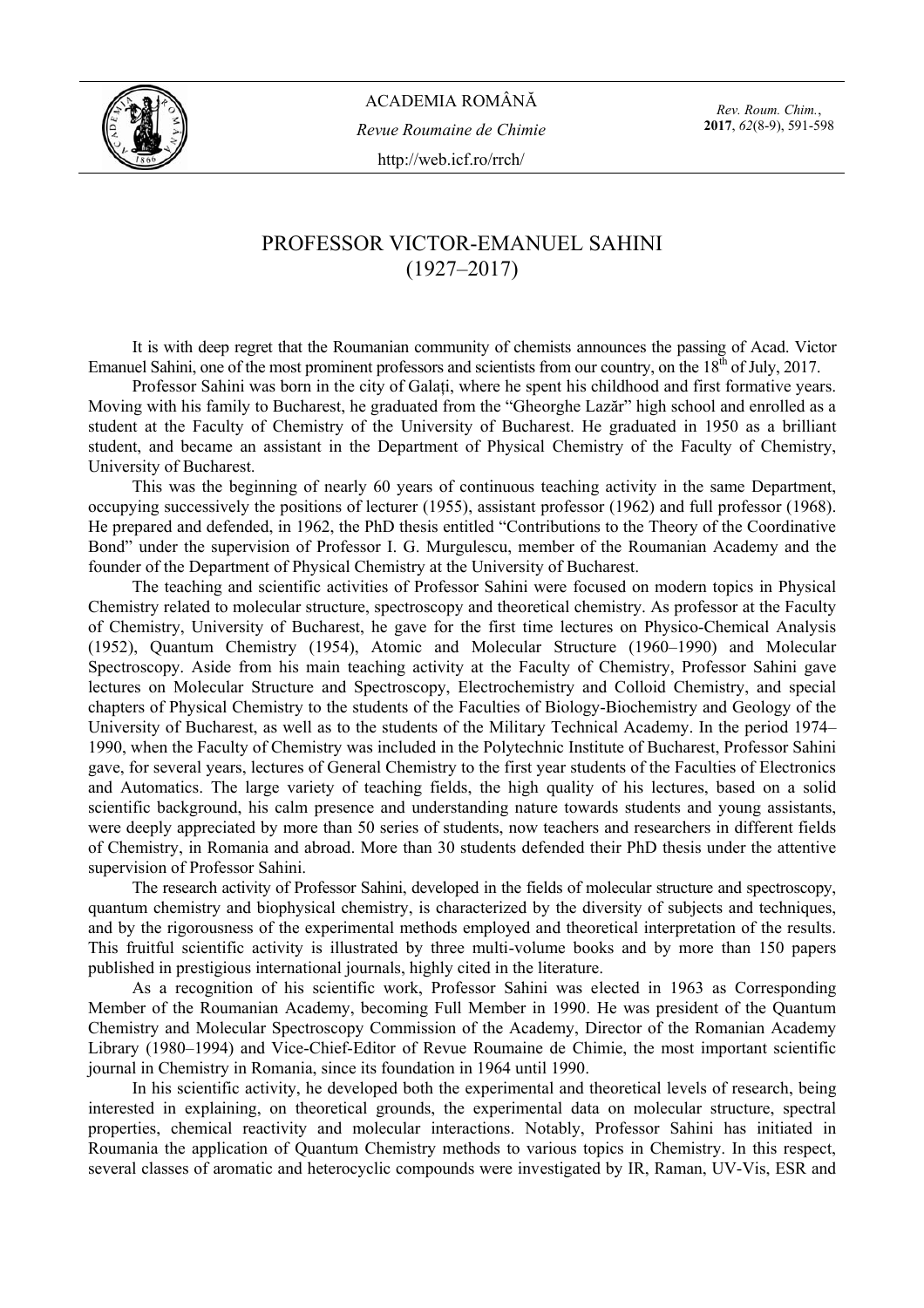# PROFESSOR VICTOR-EMANUEL SAHINI (1927–2017)

It is with deep regret that the Roumanian community of chemists announces the passing of Acad. Victor Emanuel Sahini, one of the most prominent professors and scientists from our country, on the 18th of July, 2017.

Professor Sahini was born in the city of Galați, where he spent his childhood and first formative years. Moving with his family to Bucharest, he graduated from the "Gheorghe Lazăr" high school and enrolled as a student at the Faculty of Chemistry of the University of Bucharest. He graduated in 1950 as a brilliant student, and became an assistant in the Department of Physical Chemistry of the Faculty of Chemistry, University of Bucharest.

This was the beginning of nearly 60 years of continuous teaching activity in the same Department, occupying successively the positions of lecturer (1955), assistant professor (1962) and full professor (1968). He prepared and defended, in 1962, the PhD thesis entitled "Contributions to the Theory of the Coordinative Bond" under the supervision of Professor I. G. Murgulescu, member of the Roumanian Academy and the founder of the Department of Physical Chemistry at the University of Bucharest.

The teaching and scientific activities of Professor Sahini were focused on modern topics in Physical Chemistry related to molecular structure, spectroscopy and theoretical chemistry. As professor at the Faculty of Chemistry, University of Bucharest, he gave for the first time lectures on Physico-Chemical Analysis (1952), Quantum Chemistry (1954), Atomic and Molecular Structure (1960–1990) and Molecular Spectroscopy. Aside from his main teaching activity at the Faculty of Chemistry, Professor Sahini gave lectures on Molecular Structure and Spectroscopy, Electrochemistry and Colloid Chemistry, and special chapters of Physical Chemistry to the students of the Faculties of Biology-Biochemistry and Geology of the University of Bucharest, as well as to the students of the Military Technical Academy. In the period 1974–1990, when the Faculty of Chemistry was included in the Polytechnic Institute of Bucharest, Professor Sahini gave, for several years, lectures of General Chemistry to the first year students of the Faculties of Electronics and Automatics. The large variety of teaching fields, the high quality of his lectures, based on a solid scientific background, his calm presence and understanding nature towards students and young assistants, were deeply appreciated by more than 50 series of students, now teachers and researchers in different fields of Chemistry, in Romania and abroad. More than 30 students defended their PhD thesis under the attentive supervision of Professor Sahini.

The research activity of Professor Sahini, developed in the fields of molecular structure and spectroscopy, quantum chemistry and biophysical chemistry, is characterized by the diversity of subjects and techniques, and by the rigorousness of the experimental methods employed and theoretical interpretation of the results. This fruitful scientific activity is illustrated by three multi-volume books and by more than 150 papers published in prestigious international journals, highly cited in the literature.

As a recognition of his scientific work, Professor Sahini was elected in 1963 as Corresponding Member of the Roumanian Academy, becoming Full Member in 1990. He was president of the Quantum Chemistry and Molecular Spectroscopy Commission of the Academy, Director of the Romanian Academy Library (1980–1994) and Vice-Chief-Editor of Revue Roumaine de Chimie, the most important scientific journal in Chemistry in Romania, since its foundation in 1964 until 1990.

In his scientific activity, he developed both the experimental and theoretical levels of research, being interested in explaining, on theoretical grounds, the experimental data on molecular structure, spectral properties, chemical reactivity and molecular interactions. Notably, Professor Sahini has initiated in Roumania the application of Quantum Chemistry methods to various topics in Chemistry. In this respect, several classes of aromatic and heterocyclic compounds were investigated by IR, Raman, UV-Vis, ESR and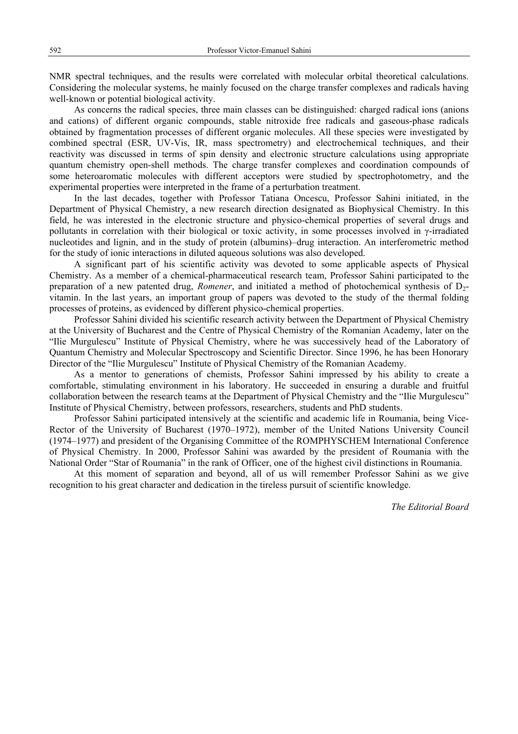NMR spectral techniques, and the results were correlated with molecular orbital theoretical calculations. Considering the molecular systems, he mainly focused on the charge transfer complexes and radicals having well-known or potential biological activity.

As concerns the radical species, three main classes can be distinguished: charged radical ions (anions and cations) of different organic compounds, stable nitroxide free radicals and gaseous-phase radicals obtained by fragmentation processes of different organic molecules. All these species were investigated by combined spectral (ESR, UV-Vis, IR, mass spectrometry) and electrochemical techniques, and their reactivity was discussed in terms of spin density and electronic structure calculations using appropriate quantum chemistry open-shell methods. The charge transfer complexes and coordination compounds of some heteroaromatic molecules with different acceptors were studied by spectrophotometry, and the experimental properties were interpreted in the frame of a perturbation treatment.

In the last decades, together with Professor Tatiana Oncescu, Professor Sahini initiated, in the Department of Physical Chemistry, a new research direction designated as Biophysical Chemistry. In this field, he was interested in the electronic structure and physico-chemical properties of several drugs and pollutants in correlation with their biological or toxic activity, in some processes involved in γ-irradiated nucleotides and lignin, and in the study of protein (albumins)–drug interaction. An interferometric method for the study of ionic interactions in diluted aqueous solutions was also developed.

A significant part of his scientific activity was devoted to some applicable aspects of Physical Chemistry. As a member of a chemical-pharmaceutical research team, Professor Sahini participated to the preparation of a new patented drug, *Romener*, and initiated a method of photochemical synthesis of $D_2$-vitamin. In the last years, an important group of papers was devoted to the study of the thermal folding processes of proteins, as evidenced by different physico-chemical properties.

Professor Sahini divided his scientific research activity between the Department of Physical Chemistry at the University of Bucharest and the Centre of Physical Chemistry of the Romanian Academy, later on the "Ilie Murgulescu" Institute of Physical Chemistry, where he was successively head of the Laboratory of Quantum Chemistry and Molecular Spectroscopy and Scientific Director. Since 1996, he has been Honorary Director of the "Ilie Murgulescu" Institute of Physical Chemistry of the Romanian Academy.

As a mentor to generations of chemists, Professor Sahini impressed by his ability to create a comfortable, stimulating environment in his laboratory. He succeeded in ensuring a durable and fruitful collaboration between the research teams at the Department of Physical Chemistry and the "Ilie Murgulescu" Institute of Physical Chemistry, between professors, researchers, students and PhD students.

Professor Sahini participated intensively at the scientific and academic life in Roumania, being Vice-Rector of the University of Bucharest (1970–1972), member of the United Nations University Council (1974–1977) and president of the Organising Committee of the ROMPHYSCHEM International Conference of Physical Chemistry. In 2000, Professor Sahini was awarded by the president of Roumania with the National Order "Star of Roumania" in the rank of Officer, one of the highest civil distinctions in Roumania.

At this moment of separation and beyond, all of us will remember Professor Sahini as we give recognition to his great character and dedication in the tireless pursuit of scientific knowledge.

*The Editorial Board*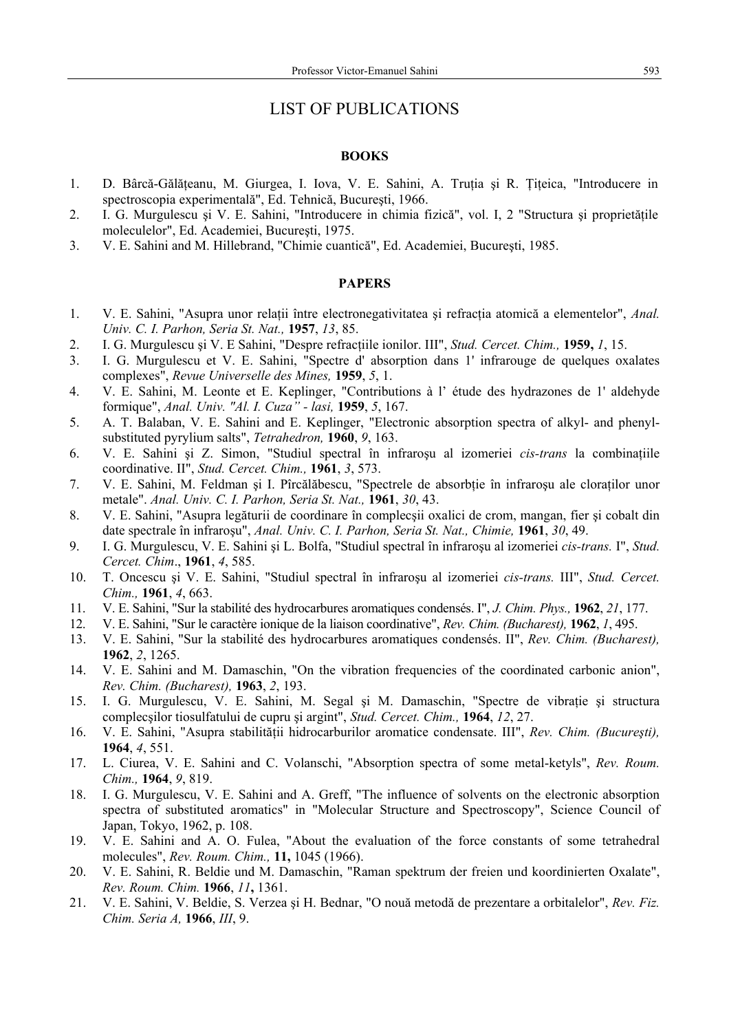## LIST OF PUBLICATIONS

### BOOKS

1. D. Bârcă-Gălățeanu, M. Giurgea, I. Iova, V. E. Sahini, A. Truția şi R. Țițeica, "Introducere in spectroscopia experimentală", Ed. Tehnică, Bucureşti, 1966.
2. I. G. Murgulescu şi V. E. Sahini, "Introducere in chimia fizică", vol. I, 2 "Structura şi proprietățile moleculelor", Ed. Academiei, Bucureşti, 1975.
3. V. E. Sahini and M. Hillebrand, "Chimie cuantică", Ed. Academiei, Bucureşti, 1985.

### PAPERS

1. V. E. Sahini, "Asupra unor relații între electronegativitatea şi refracția atomică a elementelor", *Anal. Univ. C. I. Parhon, Seria St. Nat.,* **1957**, *13*, 85.
2. I. G. Murgulescu şi V. E Sahini, "Despre refracțiile ionilor. III", *Stud. Cercet. Chim.,* **1959,** *1*, 15.
3. I. G. Murgulescu et V. E. Sahini, "Spectre d' absorption dans 1' infrarouge de quelques oxalates complexes", *Revue Universelle des Mines,* **1959**, *5*, 1.
4. V. E. Sahini, M. Leonte et E. Keplinger, "Contributions à l' étude des hydrazones de 1' aldehyde formique", *Anal. Univ. "Al. I. Cuza" - lasi,* **1959**, *5*, 167.
5. A. T. Balaban, V. E. Sahini and E. Keplinger, "Electronic absorption spectra of alkyl- and phenyl-substituted pyrylium salts", *Tetrahedron,* **1960**, *9*, 163.
6. V. E. Sahini şi Z. Simon, "Studiul spectral în infraroşu al izomeriei *cis-trans* la combinațiile coordinative. II", *Stud. Cercet. Chim.,* **1961**, *3*, 573.
7. V. E. Sahini, M. Feldman şi I. Pîrcălăbescu, "Spectrele de absorbție în infraroşu ale cloraților unor metale". *Anal. Univ. C. I. Parhon, Seria St. Nat.,* **1961**, *30*, 43.
8. V. E. Sahini, "Asupra legăturii de coordinare în complecşii oxalici de crom, mangan, fier şi cobalt din date spectrale în infraroşu", *Anal. Univ. C. I. Parhon, Seria St. Nat., Chimie,* **1961**, *30*, 49.
9. I. G. Murgulescu, V. E. Sahini şi L. Bolfa, "Studiul spectral în infraroşu al izomeriei *cis-trans.* I", *Stud. Cercet. Chim*., **1961**, *4*, 585.
10. T. Oncescu şi V. E. Sahini, "Studiul spectral în infraroşu al izomeriei *cis-trans.* III", *Stud. Cercet. Chim.,* **1961**, *4*, 663.
11. V. E. Sahini, "Sur la stabilité des hydrocarbures aromatiques condensés. I", *J. Chim. Phys.,* **1962**, *21*, 177.
12. V. E. Sahini, "Sur le caractère ionique de la liaison coordinative", *Rev. Chim. (Bucharest),* **1962**, *1*, 495.
13. V. E. Sahini, "Sur la stabilité des hydrocarbures aromatiques condensés. II", *Rev. Chim. (Bucharest),* **1962**, *2*, 1265.
14. V. E. Sahini and M. Damaschin, "On the vibration frequencies of the coordinated carbonic anion", *Rev. Chim. (Bucharest),* **1963**, *2*, 193.
15. I. G. Murgulescu, V. E. Sahini, M. Segal şi M. Damaschin, "Spectre de vibrație şi structura complecşilor tiosulfatului de cupru şi argint", *Stud. Cercet. Chim.,* **1964**, *12*, 27.
16. V. E. Sahini, "Asupra stabilității hidrocarburilor aromatice condensate. III", *Rev. Chim. (Bucureşti),* **1964**, *4*, 551.
17. L. Ciurea, V. E. Sahini and C. Volanschi, "Absorption spectra of some metal-ketyls", *Rev. Roum. Chim.,* **1964**, *9*, 819.
18. I. G. Murgulescu, V. E. Sahini and A. Greff, "The influence of solvents on the electronic absorption spectra of substituted aromatics" in "Molecular Structure and Spectroscopy", Science Council of Japan, Tokyo, 1962, p. 108.
19. V. E. Sahini and A. O. Fulea, "About the evaluation of the force constants of some tetrahedral molecules", *Rev. Roum. Chim.,* **11,** 1045 (1966).
20. V. E. Sahini, R. Beldie und M. Damaschin, "Raman spektrum der freien und koordinierten Oxalate", *Rev. Roum. Chim.* **1966**, *11***,** 1361.
21. V. E. Sahini, V. Beldie, S. Verzea şi H. Bednar, "O nouă metodă de prezentare a orbitalelor", *Rev. Fiz. Chim. Seria A,* **1966**, *III*, 9.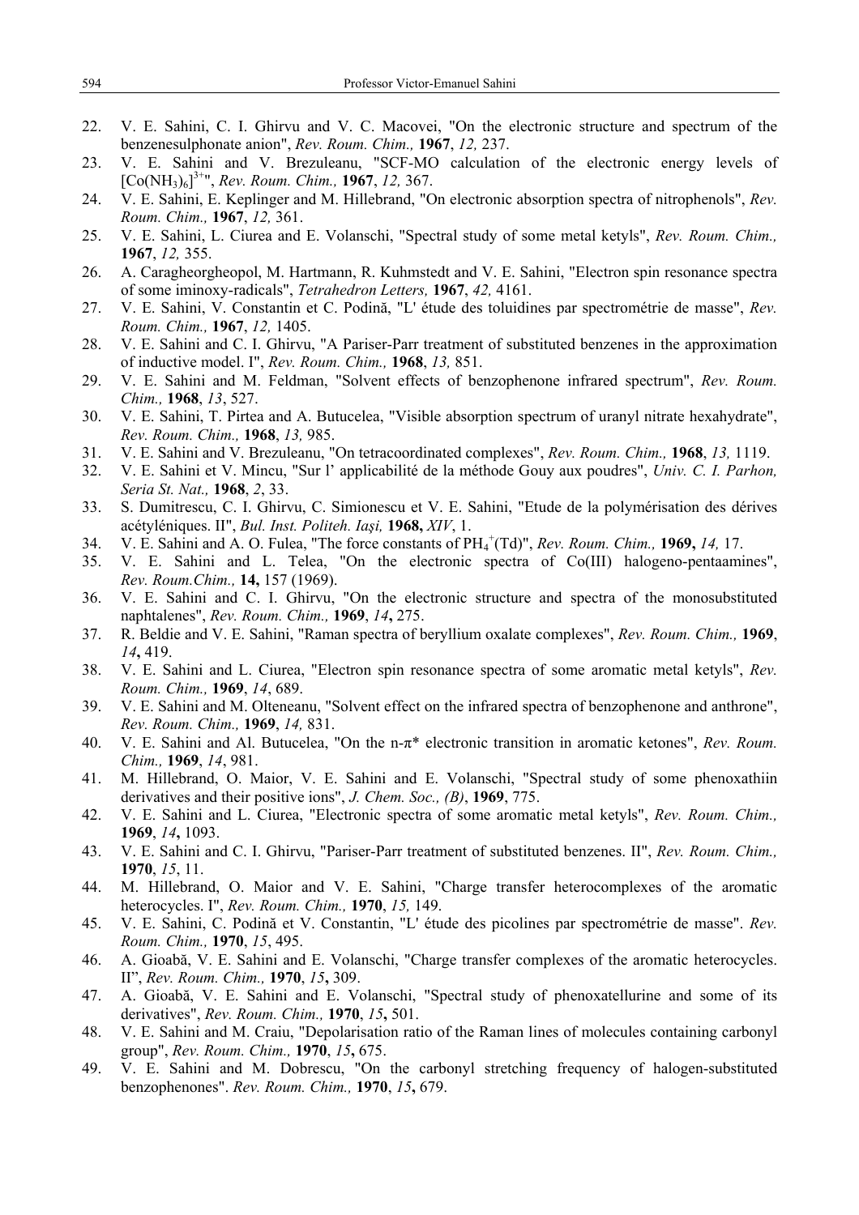22. V. E. Sahini, C. I. Ghirvu and V. C. Macovei, "On the electronic structure and spectrum of the benzenesulphonate anion", *Rev. Roum. Chim.,* **1967**, *12,* 237.
23. V. E. Sahini and V. Brezuleanu, "SCF-MO calculation of the electronic energy levels of $[Co(NH_3)_6]^{3+}$", *Rev. Roum. Chim.,* **1967**, *12,* 367.
24. V. E. Sahini, E. Keplinger and M. Hillebrand, "On electronic absorption spectra of nitrophenols", *Rev. Roum. Chim.,* **1967**, *12,* 361.
25. V. E. Sahini, L. Ciurea and E. Volanschi, "Spectral study of some metal ketyls", *Rev. Roum. Chim.,* **1967**, *12,* 355.
26. A. Caragheorgheopol, M. Hartmann, R. Kuhmstedt and V. E. Sahini, "Electron spin resonance spectra of some iminoxy-radicals", *Tetrahedron Letters,* **1967**, *42,* 4161.
27. V. E. Sahini, V. Constantin et C. Podină, "L' étude des toluidines par spectrométrie de masse", *Rev. Roum. Chim.,* **1967**, *12,* 1405.
28. V. E. Sahini and C. I. Ghirvu, "A Pariser-Parr treatment of substituted benzenes in the approximation of inductive model. I", *Rev. Roum. Chim.,* **1968**, *13,* 851.
29. V. E. Sahini and M. Feldman, "Solvent effects of benzophenone infrared spectrum", *Rev. Roum. Chim.,* **1968**, *13*, 527.
30. V. E. Sahini, T. Pirtea and A. Butucelea, "Visible absorption spectrum of uranyl nitrate hexahydrate", *Rev. Roum. Chim.,* **1968**, *13,* 985.
31. V. E. Sahini and V. Brezuleanu, "On tetracoordinated complexes", *Rev. Roum. Chim.,* **1968**, *13,* 1119.
32. V. E. Sahini et V. Mincu, "Sur l' applicabilité de la méthode Gouy aux poudres", *Univ. C. I. Parhon, Seria St. Nat.,* **1968**, *2*, 33.
33. S. Dumitrescu, C. I. Ghirvu, C. Simionescu et V. E. Sahini, "Etude de la polymérisation des dérives acétyléniques. II", *Bul. Inst. Politeh. Iaşi,* **1968,** *XIV*, 1.
34. V. E. Sahini and A. O. Fulea, "The force constants of $PH_4^+$(Td)", *Rev. Roum. Chim.,* **1969,** *14,* 17.
35. V. E. Sahini and L. Telea, "On the electronic spectra of Co(III) halogeno-pentaamines", *Rev. Roum.Chim.,* **14,** 157 (1969).
36. V. E. Sahini and C. I. Ghirvu, "On the electronic structure and spectra of the monosubstituted naphtalenes", *Rev. Roum. Chim.,* **1969**, *14***,** 275.
37. R. Beldie and V. E. Sahini, "Raman spectra of beryllium oxalate complexes", *Rev. Roum. Chim.,* **1969**, *14***,** 419.
38. V. E. Sahini and L. Ciurea, "Electron spin resonance spectra of some aromatic metal ketyls", *Rev. Roum. Chim.,* **1969**, *14*, 689.
39. V. E. Sahini and M. Olteneanu, "Solvent effect on the infrared spectra of benzophenone and anthrone", *Rev. Roum. Chim.,* **1969**, *14,* 831.
40. V. E. Sahini and Al. Butucelea, "On the n-π* electronic transition in aromatic ketones", *Rev. Roum. Chim.,* **1969**, *14*, 981.
41. M. Hillebrand, O. Maior, V. E. Sahini and E. Volanschi, "Spectral study of some phenoxathiin derivatives and their positive ions", *J. Chem. Soc., (B)*, **1969**, 775.
42. V. E. Sahini and L. Ciurea, "Electronic spectra of some aromatic metal ketyls", *Rev. Roum. Chim.,* **1969**, *14***,** 1093.
43. V. E. Sahini and C. I. Ghirvu, "Pariser-Parr treatment of substituted benzenes. II", *Rev. Roum. Chim.,* **1970**, *15*, 11.
44. M. Hillebrand, O. Maior and V. E. Sahini, "Charge transfer heterocomplexes of the aromatic heterocycles. I", *Rev. Roum. Chim.,* **1970**, *15,* 149.
45. V. E. Sahini, C. Podină et V. Constantin, "L' étude des picolines par spectrométrie de masse". *Rev. Roum. Chim.,* **1970**, *15*, 495.
46. A. Gioabă, V. E. Sahini and E. Volanschi, "Charge transfer complexes of the aromatic heterocycles. II", *Rev. Roum. Chim.,* **1970**, *15***,** 309.
47. A. Gioabă, V. E. Sahini and E. Volanschi, "Spectral study of phenoxatellurine and some of its derivatives", *Rev. Roum. Chim.,* **1970**, *15***,** 501.
48. V. E. Sahini and M. Craiu, "Depolarisation ratio of the Raman lines of molecules containing carbonyl group", *Rev. Roum. Chim.,* **1970**, *15***,** 675.
49. V. E. Sahini and M. Dobrescu, "On the carbonyl stretching frequency of halogen-substituted benzophenones". *Rev. Roum. Chim.,* **1970**, *15***,** 679.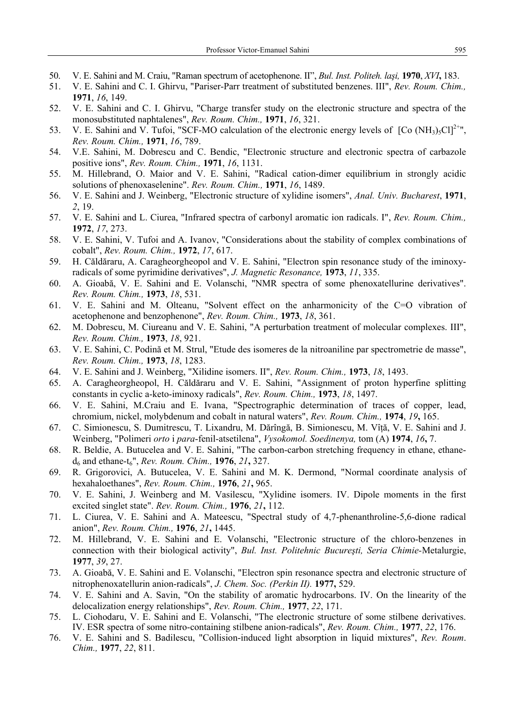50. V. E. Sahini and M. Craiu, "Raman spectrum of acetophenone. II", *Bul. Inst. Politeh. Iaşi,* **1970**, *XVI***,** 183.
51. V. E. Sahini and C. I. Ghirvu, "Pariser-Parr treatment of substituted benzenes. III", *Rev. Roum. Chim.,* **1971**, *16*, 149.
52. V. E. Sahini and C. I. Ghirvu, "Charge transfer study on the electronic structure and spectra of the monosubstituted naphtalenes", *Rev. Roum. Chim.,* **1971**, *16*, 321.
53. V. E. Sahini and V. Tufoi, "SCF-MO calculation of the electronic energy levels of $[Co(NH_3)_5Cl]^{2+}$", *Rev. Roum. Chim.,* **1971**, *16*, 789.
54. V.E. Sahini, M. Dobrescu and C. Bendic, "Electronic structure and electronic spectra of carbazole positive ions", *Rev. Roum. Chim.,* **1971**, *16*, 1131.
55. M. Hillebrand, O. Maior and V. E. Sahini, "Radical cation-dimer equilibrium in strongly acidic solutions of phenoxaselenine". *Rev. Roum. Chim.,* **1971**, *16*, 1489.
56. V. E. Sahini and J. Weinberg, "Electronic structure of xylidine isomers", *Anal. Univ. Bucharest*, **1971**, *2*, 19.
57. V. E. Sahini and L. Ciurea, "Infrared spectra of carbonyl aromatic ion radicals. I", *Rev. Roum. Chim.,* **1972**, *17*, 273.
58. V. E. Sahini, V. Tufoi and A. Ivanov, "Considerations about the stability of complex combinations of cobalt", *Rev. Roum. Chim.,* **1972**, *17*, 617.
59. H. Căldăraru, A. Caragheorgheopol and V. E. Sahini, "Electron spin resonance study of the iminoxy-radicals of some pyrimidine derivatives", *J. Magnetic Resonance,* **1973**, *11*, 335.
60. A. Gioabă, V. E. Sahini and E. Volanschi, "NMR spectra of some phenoxatellurine derivatives". *Rev. Roum. Chim.,* **1973**, *18*, 531.
61. V. E. Sahini and M. Olteanu, "Solvent effect on the anharmonicity of the C=O vibration of acetophenone and benzophenone", *Rev. Roum. Chim.,* **1973**, *18*, 361.
62. M. Dobrescu, M. Ciureanu and V. E. Sahini, "A perturbation treatment of molecular complexes. III", *Rev. Roum. Chim.,* **1973**, *18*, 921.
63. V. E. Sahini, C. Podină et M. Strul, "Etude des isomeres de la nitroaniline par spectrometrie de masse", *Rev. Roum. Chim.,* **1973**, *18*, 1283.
64. V. E. Sahini and J. Weinberg, "Xilidine isomers. II", *Rev. Roum. Chim.,* **1973**, *18*, 1493.
65. A. Caragheorgheopol, H. Căldăraru and V. E. Sahini, "Assignment of proton hyperfine splitting constants in cyclic a-keto-iminoxy radicals", *Rev. Roum. Chim.,* **1973**, *18*, 1497.
66. V. E. Sahini, M.Craiu and E. Ivana, "Spectrographic determination of traces of copper, lead, chromium, nickel, molybdenum and cobalt in natural waters", *Rev. Roum. Chim.,* **1974**, *19***,** 165.
67. C. Simionescu, S. Dumitrescu, T. Lixandru, M. Dărîngă, B. Simionescu, M. Vîţă, V. E. Sahini and J. Weinberg, "Polimeri *orto* i *para*-fenil-atsetilena", *Vysokomol. Soedinenya,* tom (A) **1974**, *16***,** 7.
68. R. Beldie, A. Butucelea and V. E. Sahini, "The carbon-carbon stretching frequency in ethane, ethane-$d_6$ and ethane-$t_6$", *Rev. Roum. Chim.,* **1976**, *21***,** 327.
69. R. Grigorovici, A. Butucelea, V. E. Sahini and M. K. Dermond, "Normal coordinate analysis of hexahaloethanes", *Rev. Roum. Chim.,* **1976**, *21***,** 965.
70. V. E. Sahini, J. Weinberg and M. Vasilescu, "Xylidine isomers. IV. Dipole moments in the first excited singlet state". *Rev. Roum. Chim.,* **1976**, *21***,** 112.
71. L. Ciurea, V. E. Sahini and A. Mateescu, "Spectral study of 4,7-phenanthroline-5,6-dione radical anion", *Rev. Roum. Chim.,* **1976**, *21***,** 1445.
72. M. Hillebrand, V. E. Sahini and E. Volanschi, "Electronic structure of the chloro-benzenes in connection with their biological activity", *Bul. Inst. Politehnic Bucureşti, Seria Chimie*-Metalurgie, **1977**, *39*, 27.
73. A. Gioabă, V. E. Sahini and E. Volanschi, "Electron spin resonance spectra and electronic structure of nitrophenoxatellurin anion-radicals", *J. Chem. Soc. (Perkin II).* **1977,** 529.
74. V. E. Sahini and A. Savin, "On the stability of aromatic hydrocarbons. IV. On the linearity of the delocalization energy relationships", *Rev. Roum. Chim.,* **1977**, *22*, 171.
75. L. Ciohodaru, V. E. Sahini and E. Volanschi, "The electronic structure of some stilbene derivatives. IV. ESR spectra of some nitro-containing stilbene anion-radicals", *Rev. Roum. Chim.,* **1977**, *22*, 176.
76. V. E. Sahini and S. Badilescu, "Collision-induced light absorption in liquid mixtures", *Rev. Roum. Chim.,* **1977**, *22*, 811.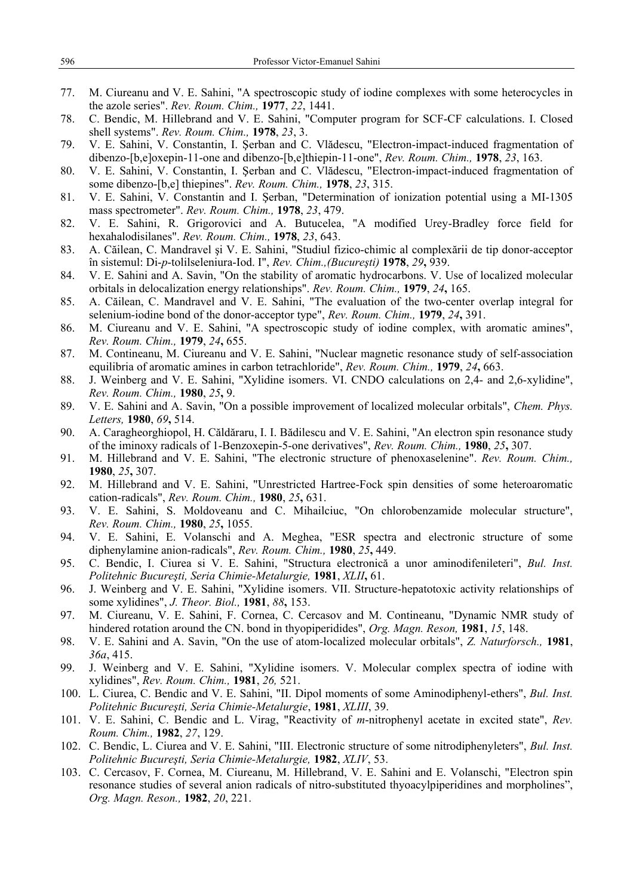77. M. Ciureanu and V. E. Sahini, "A spectroscopic study of iodine complexes with some heterocycles in the azole series". *Rev. Roum. Chim.,* **1977**, *22*, 1441.
78. C. Bendic, M. Hillebrand and V. E. Sahini, "Computer program for SCF-CF calculations. I. Closed shell systems". *Rev. Roum. Chim.,* **1978**, *23*, 3.
79. V. E. Sahini, V. Constantin, I. Şerban and C. Vlădescu, "Electron-impact-induced fragmentation of dibenzo-[b,e]oxepin-11-one and dibenzo-[b,e]thiepin-11-one", *Rev. Roum. Chim.,* **1978**, *23*, 163.
80. V. E. Sahini, V. Constantin, I. Şerban and C. Vlădescu, "Electron-impact-induced fragmentation of some dibenzo-[b,e] thiepines". *Rev. Roum. Chim.,* **1978**, *23*, 315.
81. V. E. Sahini, V. Constantin and I. Şerban, "Determination of ionization potential using a MI-1305 mass spectrometer". *Rev. Roum. Chim.,* **1978**, *23*, 479.
82. V. E. Sahini, R. Grigorovici and A. Butucelea, "A modified Urey-Bradley force field for hexahalodisilanes". *Rev. Roum. Chim.,* **1978**, *23*, 643.
83. A. Căilean, C. Mandravel şi V. E. Sahini, "Studiul fizico-chimic al complexării de tip donor-acceptor în sistemul: Di-*p*-tolilseleniura-Iod. I", *Rev. Chim.,(Bucureşti)* **1978**, *29***,** 939.
84. V. E. Sahini and A. Savin, "On the stability of aromatic hydrocarbons. V. Use of localized molecular orbitals in delocalization energy relationships". *Rev. Roum. Chim.,* **1979**, *24***,** 165.
85. A. Căilean, C. Mandravel and V. E. Sahini, "The evaluation of the two-center overlap integral for selenium-iodine bond of the donor-acceptor type", *Rev. Roum. Chim.,* **1979**, *24***,** 391.
86. M. Ciureanu and V. E. Sahini, "A spectroscopic study of iodine complex, with aromatic amines", *Rev. Roum. Chim.,* **1979**, *24***,** 655.
87. M. Contineanu, M. Ciureanu and V. E. Sahini, "Nuclear magnetic resonance study of self-association equilibria of aromatic amines in carbon tetrachloride", *Rev. Roum. Chim.,* **1979**, *24***,** 663.
88. J. Weinberg and V. E. Sahini, "Xylidine isomers. VI. CNDO calculations on 2,4- and 2,6-xylidine", *Rev. Roum. Chim.,* **1980**, *25***,** 9.
89. V. E. Sahini and A. Savin, "On a possible improvement of localized molecular orbitals", *Chem. Phys. Letters,* **1980**, *69***,** 514.
90. A. Caragheorghiopol, H. Căldăraru, I. I. Bădilescu and V. E. Sahini, "An electron spin resonance study of the iminoxy radicals of 1-Benzoxepin-5-one derivatives", *Rev. Roum. Chim.,* **1980**, *25***,** 307.
91. M. Hillebrand and V. E. Sahini, "The electronic structure of phenoxaselenine". *Rev. Roum. Chim.,* **1980**, *25***,** 307.
92. M. Hillebrand and V. E. Sahini, "Unrestricted Hartree-Fock spin densities of some heteroaromatic cation-radicals", *Rev. Roum. Chim.,* **1980**, *25***,** 631.
93. V. E. Sahini, S. Moldoveanu and C. Mihailciuc, "On chlorobenzamide molecular structure", *Rev. Roum. Chim.,* **1980**, *25***,** 1055.
94. V. E. Sahini, E. Volanschi and A. Meghea, "ESR spectra and electronic structure of some diphenylamine anion-radicals", *Rev. Roum. Chim.,* **1980**, *25***,** 449.
95. C. Bendic, I. Ciurea si V. E. Sahini, "Structura electronică a unor aminodifenileteri", *Bul. Inst. Politehnic Bucureşti, Seria Chimie-Metalurgie,* **1981**, *XLII***,** 61.
96. J. Weinberg and V. E. Sahini, "Xylidine isomers. VII. Structure-hepatotoxic activity relationships of some xylidines", *J. Theor. Biol.,* **1981**, *88***,** 153.
97. M. Ciureanu, V. E. Sahini, F. Cornea, C. Cercasov and M. Contineanu, "Dynamic NMR study of hindered rotation around the CN. bond in thyopiperidides", *Org. Magn. Reson,* **1981**, *15*, 148.
98. V. E. Sahini and A. Savin, "On the use of atom-localized molecular orbitals", *Z. Naturforsch.,* **1981**, *36a*, 415.
99. J. Weinberg and V. E. Sahini, "Xylidine isomers. V. Molecular complex spectra of iodine with xylidines", *Rev. Roum. Chim.,* **1981**, *26,* 521.
100. L. Ciurea, C. Bendic and V. E. Sahini, "II. Dipol moments of some Aminodiphenyl-ethers", *Bul. Inst. Politehnic Bucureşti, Seria Chimie-Metalurgie*, **1981**, *XLIII*, 39.
101. V. E. Sahini, C. Bendic and L. Virag, "Reactivity of *m*-nitrophenyl acetate in excited state", *Rev. Roum. Chim.,* **1982**, *27*, 129.
102. C. Bendic, L. Ciurea and V. E. Sahini, "III. Electronic structure of some nitrodiphenyleters", *Bul. Inst. Politehnic Bucureşti, Seria Chimie-Metalurgie,* **1982**, *XLIV*, 53.
103. C. Cercasov, F. Cornea, M. Ciureanu, M. Hillebrand, V. E. Sahini and E. Volanschi, "Electron spin resonance studies of several anion radicals of nitro-substituted thyoacylpiperidines and morpholines", *Org. Magn. Reson.,* **1982**, *20*, 221.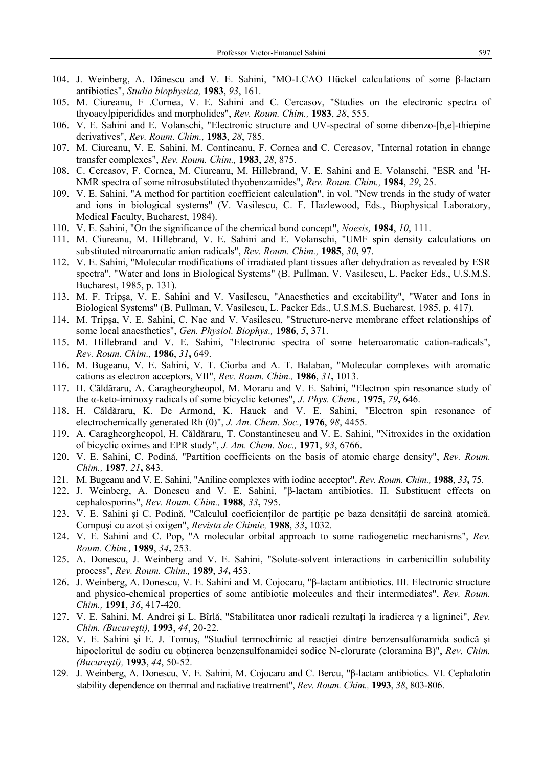104. J. Weinberg, A. Dănescu and V. E. Sahini, "MO-LCAO Hückel calculations of some β-lactam antibiotics", *Studia biophysica,* **1983**, *93*, 161.
105. M. Ciureanu, F .Cornea, V. E. Sahini and C. Cercasov, "Studies on the electronic spectra of thyoacylpiperidides and morpholides", *Rev. Roum. Chim.,* **1983**, *28*, 555.
106. V. E. Sahini and E. Volanschi, "Electronic structure and UV-spectral of some dibenzo-[b,e]-thiepine derivatives", *Rev. Roum. Chim.,* **1983**, *28*, 785.
107. M. Ciureanu, V. E. Sahini, M. Contineanu, F. Cornea and C. Cercasov, "Internal rotation in change transfer complexes", *Rev. Roum. Chim.,* **1983**, *28*, 875.
108. C. Cercasov, F. Cornea, M. Ciureanu, M. Hillebrand, V. E. Sahini and E. Volanschi, "ESR and $^{1}$H-NMR spectra of some nitrosubstituted thyobenzamides", *Rev. Roum. Chim.,* **1984**, *29*, 25.
109. V. E. Sahini, "A method for partition coefficient calculation", in vol. "New trends in the study of water and ions in biological systems" (V. Vasilescu, C. F. Hazlewood, Eds., Biophysical Laboratory, Medical Faculty, Bucharest, 1984).
110. V. E. Sahini, "On the significance of the chemical bond concept", *Noesis,* **1984**, *10*, 111.
111. M. Ciureanu, M. Hillebrand, V. E. Sahini and E. Volanschi, "UMF spin density calculations on substituted nitroaromatic anion radicals", *Rev. Roum. Chim.,* **1985**, *30***,** 97.
112. V. E. Sahini, "Molecular modifications of irradiated plant tissues after dehydration as revealed by ESR spectra", "Water and Ions in Biological Systems" (B. Pullman, V. Vasilescu, L. Packer Eds., U.S.M.S. Bucharest, 1985, p. 131).
113. M. F. Tripşa, V. E. Sahini and V. Vasilescu, "Anaesthetics and excitability", "Water and Ions in Biological Systems" (B. Pullman, V. Vasilescu, L. Packer Eds., U.S.M.S. Bucharest, 1985, p. 417).
114. M. Tripşa, V. E. Sahini, C. Nae and V. Vasilescu, "Structure-nerve membrane effect relationships of some local anaesthetics", *Gen. Physiol. Biophys.,* **1986**, *5*, 371.
115. M. Hillebrand and V. E. Sahini, "Electronic spectra of some heteroaromatic cation-radicals", *Rev. Roum. Chim.,* **1986**, *31***,** 649.
116. M. Bugeanu, V. E. Sahini, V. T. Ciorba and A. T. Balaban, "Molecular complexes with aromatic cations as electron acceptors, VII", *Rev. Roum. Chim.,* **1986**, *31***,** 1013.
117. H. Căldăraru, A. Caragheorgheopol, M. Moraru and V. E. Sahini, "Electron spin resonance study of the α-keto-iminoxy radicals of some bicyclic ketones", *J. Phys. Chem.,* **1975**, *79***,** 646.
118. H. Căldăraru, K. De Armond, K. Hauck and V. E. Sahini, "Electron spin resonance of electrochemically generated Rh (0)", *J. Am. Chem. Soc.,* **1976**, *98*, 4455.
119. A. Caragheorgheopol, H. Căldăraru, T. Constantinescu and V. E. Sahini, "Nitroxides in the oxidation of bicyclic oximes and EPR study", *J. Am. Chem. Soc.,* **1971**, *93*, 6766.
120. V. E. Sahini, C. Podină, "Partition coefficients on the basis of atomic charge density", *Rev. Roum. Chim.,* **1987**, *21***,** 843.
121. M. Bugeanu and V. E. Sahini, "Aniline complexes with iodine acceptor", *Rev. Roum. Chim.,* **1988**, *33***,** 75.
122. J. Weinberg, A. Donescu and V. E. Sahini, "β-lactam antibiotics. II. Substituent effects on cephalosporins", *Rev. Roum. Chim.,* **1988**, *33***,** 795.
123. V. E. Sahini şi C. Podină, "Calculul coeficienților de partiție pe baza densității de sarcină atomică. Compuşi cu azot şi oxigen", *Revista de Chimie,* **1988**, *33***,** 1032.
124. V. E. Sahini and C. Pop, "A molecular orbital approach to some radiogenetic mechanisms", *Rev. Roum. Chim.,* **1989**, *34***,** 253.
125. A. Donescu, J. Weinberg and V. E. Sahini, "Solute-solvent interactions in carbenicillin solubility process", *Rev. Roum. Chim.,* **1989**, *34***,** 453.
126. J. Weinberg, A. Donescu, V. E. Sahini and M. Cojocaru, "β-lactam antibiotics. III. Electronic structure and physico-chemical properties of some antibiotic molecules and their intermediates", *Rev. Roum. Chim.,* **1991**, *36*, 417-420.
127. V. E. Sahini, M. Andrei şi L. Bîrlă, "Stabilitatea unor radicali rezultați la iradierea γ a ligninei", *Rev. Chim. (Bucureşti),* **1993**, *44*, 20-22.
128. V. E. Sahini şi E. J. Tomuş, "Studiul termochimic al reacției dintre benzensulfonamida sodică şi hipocloritul de sodiu cu obținerea benzensulfonamidei sodice N-clorurate (cloramina B)", *Rev. Chim. (Bucureşti),* **1993**, *44*, 50-52.
129. J. Weinberg, A. Donescu, V. E. Sahini, M. Cojocaru and C. Bercu, "β-lactam antibiotics. VI. Cephalotin stability dependence on thermal and radiative treatment", *Rev. Roum. Chim.,* **1993**, *38*, 803-806.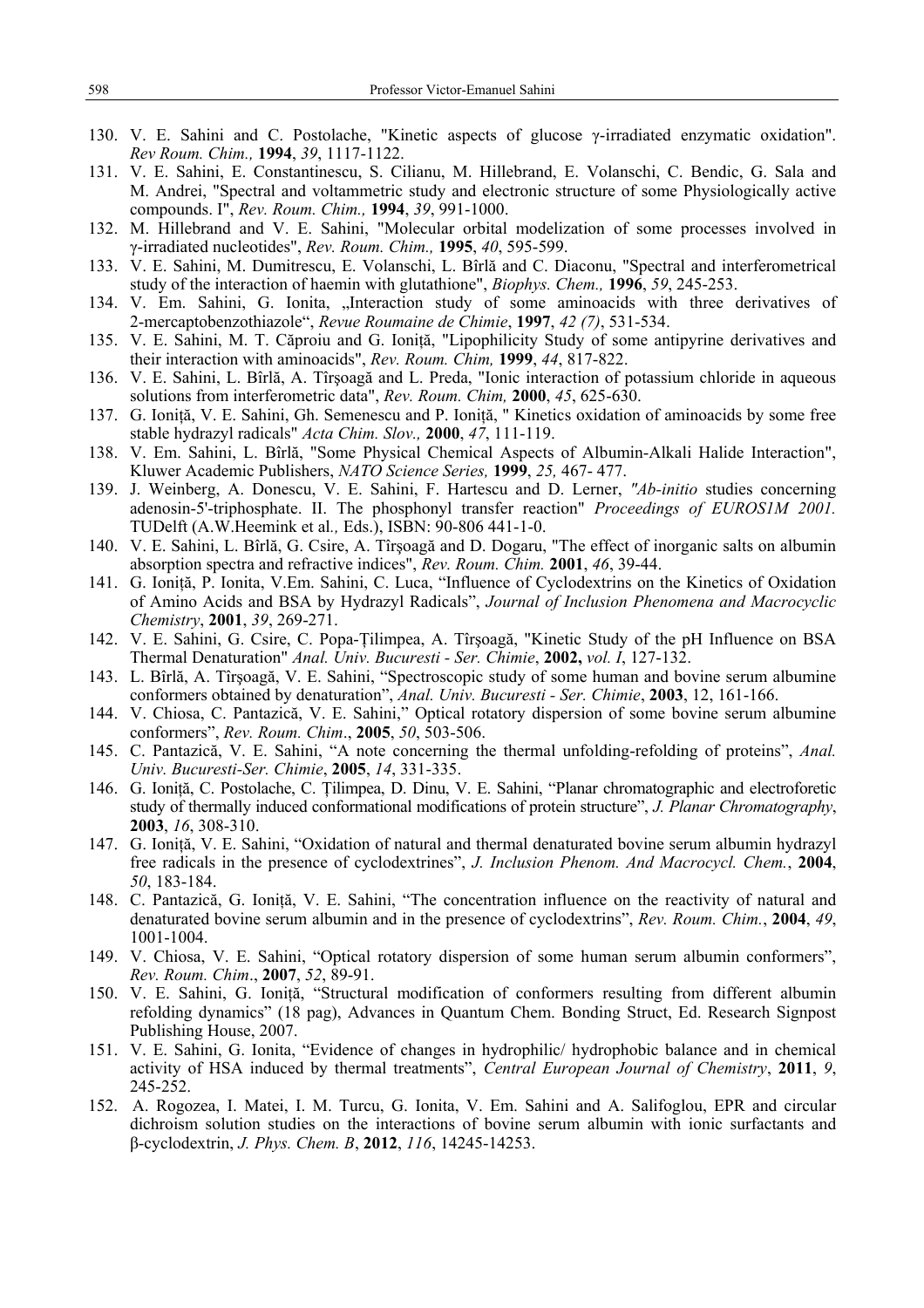130. V. E. Sahini and C. Postolache, "Kinetic aspects of glucose γ-irradiated enzymatic oxidation". *Rev Roum. Chim.,* **1994**, *39*, 1117-1122.
131. V. E. Sahini, E. Constantinescu, S. Cilianu, M. Hillebrand, E. Volanschi, C. Bendic, G. Sala and M. Andrei, "Spectral and voltammetric study and electronic structure of some Physiologically active compounds. I", *Rev. Roum. Chim.,* **1994**, *39*, 991-1000.
132. M. Hillebrand and V. E. Sahini, "Molecular orbital modelization of some processes involved in γ-irradiated nucleotides", *Rev. Roum. Chim.,* **1995**, *40*, 595-599.
133. V. E. Sahini, M. Dumitrescu, E. Volanschi, L. Bîrlă and C. Diaconu, "Spectral and interferometrical study of the interaction of haemin with glutathione", *Biophys. Chem.,* **1996**, *59*, 245-253.
134. V. Em. Sahini, G. Ionita, „Interaction study of some aminoacids with three derivatives of 2-mercaptobenzothiazole", *Revue Roumaine de Chimie*, **1997**, *42 (7)*, 531-534.
135. V. E. Sahini, M. T. Căproiu and G. Ioniță, "Lipophilicity Study of some antipyrine derivatives and their interaction with aminoacids", *Rev. Roum. Chim,* **1999**, *44*, 817-822.
136. V. E. Sahini, L. Bîrlă, A. Tîrşoagă and L. Preda, "Ionic interaction of potassium chloride in aqueous solutions from interferometric data", *Rev. Roum. Chim,* **2000**, *45*, 625-630.
137. G. Ioniță, V. E. Sahini, Gh. Semenescu and P. Ioniță, " Kinetics oxidation of aminoacids by some free stable hydrazyl radicals" *Acta Chim. Slov.,* **2000**, *47*, 111-119.
138. V. Em. Sahini, L. Bîrlă, "Some Physical Chemical Aspects of Albumin-Alkali Halide Interaction", Kluwer Academic Publishers, *NATO Science Series,* **1999**, *25,* 467- 477.
139. J. Weinberg, A. Donescu, V. E. Sahini, F. Hartescu and D. Lerner, *"Ab-initio* studies concerning adenosin-5'-triphosphate. II. The phosphonyl transfer reaction" *Proceedings of EUROS1M 2001.* TUDelft (A.W.Heemink et al*.,* Eds.), ISBN: 90-806 441-1-0.
140. V. E. Sahini, L. Bîrlă, G. Csire, A. Tîrşoagă and D. Dogaru, "The effect of inorganic salts on albumin absorption spectra and refractive indices", *Rev. Roum. Chim.* **2001**, *46*, 39-44.
141. G. Ioniță, P. Ionita, V.Em. Sahini, C. Luca, "Influence of Cyclodextrins on the Kinetics of Oxidation of Amino Acids and BSA by Hydrazyl Radicals", *Journal of Inclusion Phenomena and Macrocyclic Chemistry*, **2001**, *39*, 269-271.
142. V. E. Sahini, G. Csire, C. Popa-Țilimpea, A. Tîrșoagă, "Kinetic Study of the pH Influence on BSA Thermal Denaturation" *Anal. Univ. Bucuresti - Ser. Chimie*, **2002,** *vol. I*, 127-132.
143. L. Bîrlă, A. Tîrşoagă, V. E. Sahini, "Spectroscopic study of some human and bovine serum albumine conformers obtained by denaturation", *Anal. Univ. Bucuresti - Ser. Chimie*, **2003**, 12, 161-166.
144. V. Chiosa, C. Pantazică, V. E. Sahini," Optical rotatory dispersion of some bovine serum albumine conformers", *Rev. Roum. Chim*., **2005**, *50*, 503-506.
145. C. Pantazică, V. E. Sahini, "A note concerning the thermal unfolding-refolding of proteins", *Anal. Univ. Bucuresti-Ser. Chimie*, **2005**, *14*, 331-335.
146. G. Ioniță, C. Postolache, C. Țilimpea, D. Dinu, V. E. Sahini, "Planar chromatographic and electroforetic study of thermally induced conformational modifications of protein structure", *J. Planar Chromatography*, **2003**, *16*, 308-310.
147. G. Ioniță, V. E. Sahini, "Oxidation of natural and thermal denaturated bovine serum albumin hydrazyl free radicals in the presence of cyclodextrines", *J. Inclusion Phenom. And Macrocycl. Chem.*, **2004**, *50*, 183-184.
148. C. Pantazică, G. Ioniță, V. E. Sahini, "The concentration influence on the reactivity of natural and denaturated bovine serum albumin and in the presence of cyclodextrins", *Rev. Roum. Chim.*, **2004**, *49*, 1001-1004.
149. V. Chiosa, V. E. Sahini, "Optical rotatory dispersion of some human serum albumin conformers", *Rev. Roum. Chim*., **2007**, *52*, 89-91.
150. V. E. Sahini, G. Ioniță, "Structural modification of conformers resulting from different albumin refolding dynamics" (18 pag), Advances in Quantum Chem. Bonding Struct, Ed. Research Signpost Publishing House, 2007.
151. V. E. Sahini, G. Ionita, "Evidence of changes in hydrophilic/ hydrophobic balance and in chemical activity of HSA induced by thermal treatments", *Central European Journal of Chemistry*, **2011**, *9*, 245-252.
152. A. Rogozea, I. Matei, I. M. Turcu, G. Ionita, V. Em. Sahini and A. Salifoglou, EPR and circular dichroism solution studies on the interactions of bovine serum albumin with ionic surfactants and β-cyclodextrin, *J. Phys. Chem. B*, **2012**, *116*, 14245-14253.